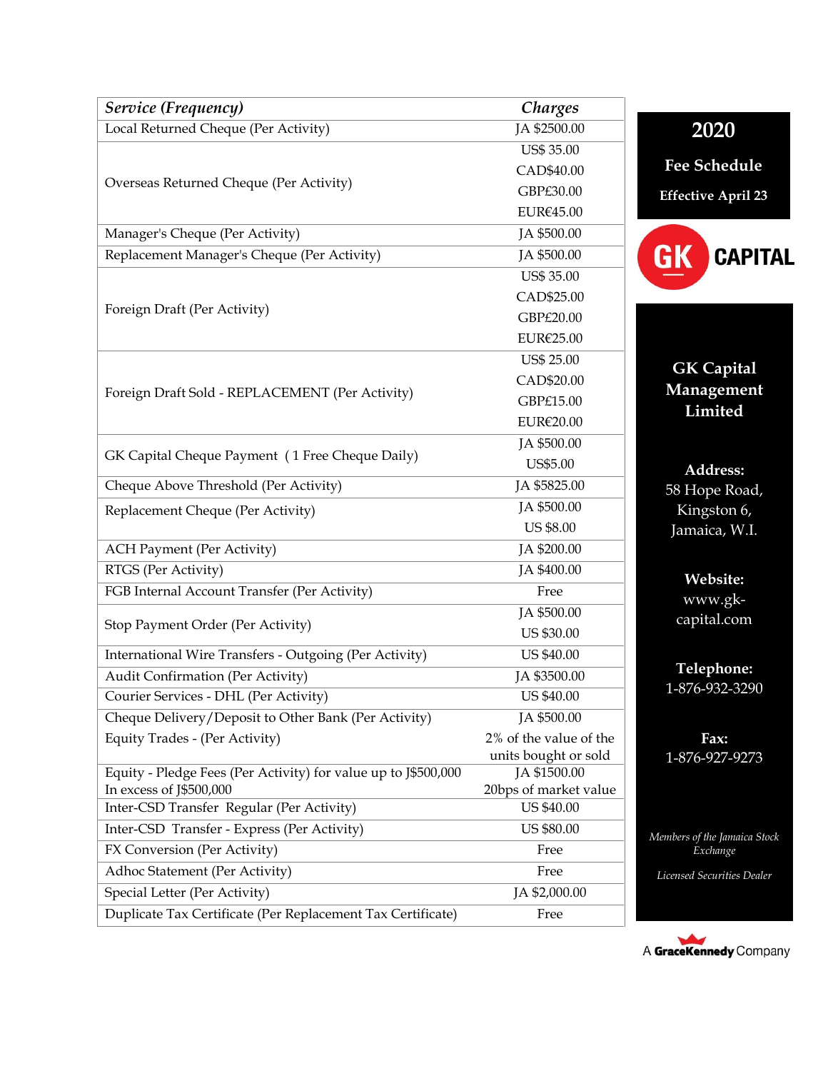| *Service (Frequency)* | *Charges* |
|---|---|
| Local Returned Cheque (Per Activity) | JA $2500.00 |
| Overseas Returned Cheque (Per Activity) | US$ 35.00<br>CAD$40.00<br>GBP£30.00<br>EUR€45.00 |
| Manager's Cheque (Per Activity) | JA $500.00 |
| Replacement Manager's Cheque (Per Activity) | JA $500.00 |
| Foreign Draft (Per Activity) | US$ 35.00<br>CAD$25.00<br>GBP£20.00<br>EUR€25.00 |
| Foreign Draft Sold - REPLACEMENT (Per Activity) | US$ 25.00<br>CAD$20.00<br>GBP£15.00<br>EUR€20.00 |
| GK Capital Cheque Payment ( 1 Free Cheque Daily) | JA $500.00<br>US$5.00 |
| Cheque Above Threshold (Per Activity) | JA $5825.00 |
| Replacement Cheque (Per Activity) | JA $500.00<br>US $8.00 |
| ACH Payment (Per Activity) | JA $200.00 |
| RTGS (Per Activity) | JA $400.00 |
| FGB Internal Account Transfer (Per Activity) | Free |
| Stop Payment Order (Per Activity) | JA $500.00<br>US $30.00 |
| International Wire Transfers - Outgoing (Per Activity) | US $40.00 |
| Audit Confirmation (Per Activity) | JA $3500.00 |
| Courier Services - DHL (Per Activity) | US $40.00 |
| Cheque Delivery/Deposit to Other Bank (Per Activity) | JA $500.00 |
| Equity Trades - (Per Activity) | 2% of the value of the units bought or sold |
| Equity - Pledge Fees (Per Activity) for value up to J$500,000 | JA $1500.00 |
| In excess of J$500,000 | 20bps of market value |
| Inter-CSD Transfer Regular (Per Activity) | US $40.00 |
| Inter-CSD Transfer - Express (Per Activity) | US $80.00 |
| FX Conversion (Per Activity) | Free |
| Adhoc Statement (Per Activity) | Free |
| Special Letter (Per Activity) | JA $2,000.00 |
| Duplicate Tax Certificate (Per Replacement Tax Certificate) | Free |

# 2020

## Fee Schedule

**Effective April 23**

GK CAPITAL

## GK Capital Management Limited

**Address:**
58 Hope Road,
Kingston 6,
Jamaica, W.I.

**Website:**
www.gk-capital.com

**Telephone:**
1-876-932-3290

**Fax:**
1-876-927-9273

*Members of the Jamaica Stock Exchange*

*Licensed Securities Dealer*

A GraceKennedy Company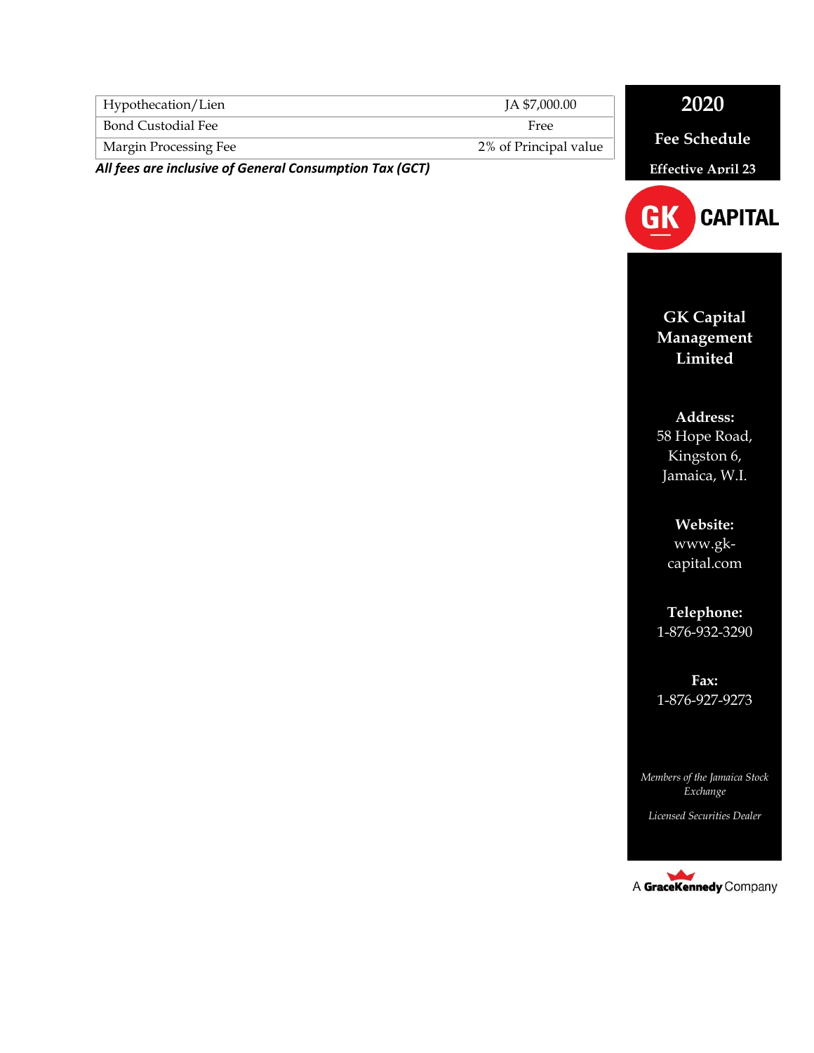| | |
|---|---|
| Hypothecation/Lien | JA $7,000.00 |
| Bond Custodial Fee | Free |
| Margin Processing Fee | 2% of Principal value |

***All fees are inclusive of General Consumption Tax (GCT)***

## 2020

## Fee Schedule

**Effective April 23**

GK CAPITAL

**GK Capital Management Limited**

**Address:**
58 Hope Road,
Kingston 6,
Jamaica, W.I.

**Website:**
www.gk-capital.com

**Telephone:**
1-876-932-3290

**Fax:**
1-876-927-9273

*Members of the Jamaica Stock Exchange*

*Licensed Securities Dealer*

A GraceKennedy Company